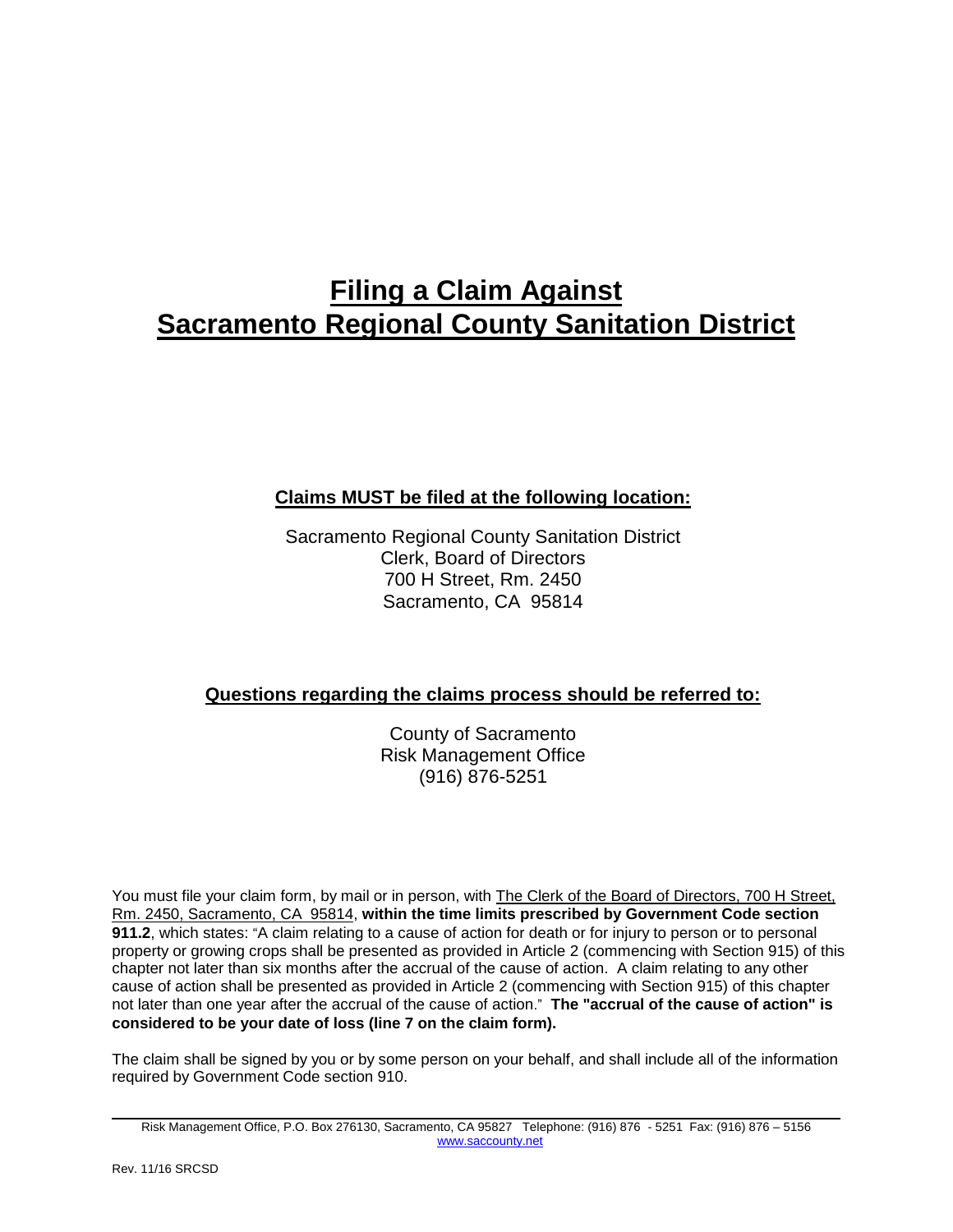# Filing a Claim Against Sacramento Regional County Sanitation District

**Claims MUST be filed at the following location:**

Sacramento Regional County Sanitation District
Clerk, Board of Directors
700 H Street, Rm. 2450
Sacramento, CA 95814

**Questions regarding the claims process should be referred to:**

County of Sacramento
Risk Management Office
(916) 876-5251

You must file your claim form, by mail or in person, with The Clerk of the Board of Directors, 700 H Street, Rm. 2450, Sacramento, CA 95814, **within the time limits prescribed by Government Code section 911.2**, which states: "A claim relating to a cause of action for death or for injury to person or to personal property or growing crops shall be presented as provided in Article 2 (commencing with Section 915) of this chapter not later than six months after the accrual of the cause of action. A claim relating to any other cause of action shall be presented as provided in Article 2 (commencing with Section 915) of this chapter not later than one year after the accrual of the cause of action." **The "accrual of the cause of action" is considered to be your date of loss (line 7 on the claim form).**

The claim shall be signed by you or by some person on your behalf, and shall include all of the information required by Government Code section 910.

Risk Management Office, P.O. Box 276130, Sacramento, CA 95827 Telephone: (916) 876 - 5251 Fax: (916) 876 – 5156
www.saccounty.net

Rev. 11/16 SRCSD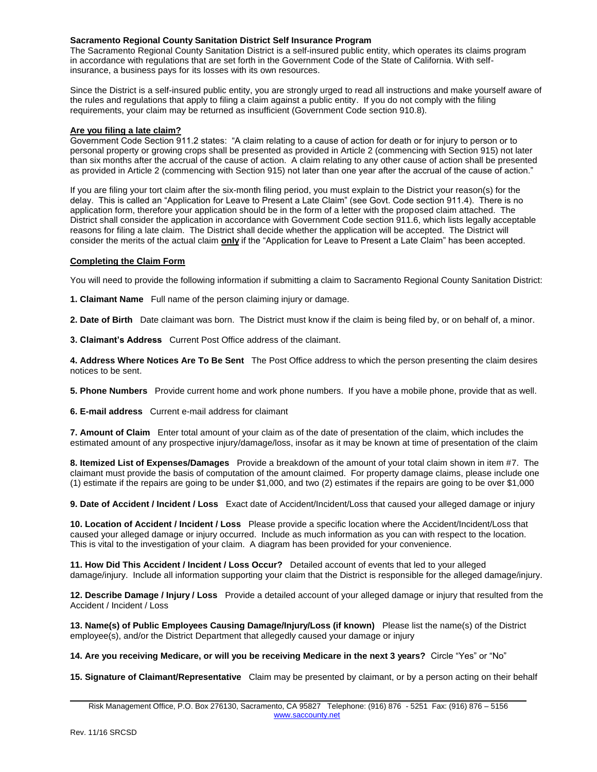**Sacramento Regional County Sanitation District Self Insurance Program**

The Sacramento Regional County Sanitation District is a self-insured public entity, which operates its claims program in accordance with regulations that are set forth in the Government Code of the State of California. With self-insurance, a business pays for its losses with its own resources.

Since the District is a self-insured public entity, you are strongly urged to read all instructions and make yourself aware of the rules and regulations that apply to filing a claim against a public entity. If you do not comply with the filing requirements, your claim may be returned as insufficient (Government Code section 910.8).

**Are you filing a late claim?**

Government Code Section 911.2 states: "A claim relating to a cause of action for death or for injury to person or to personal property or growing crops shall be presented as provided in Article 2 (commencing with Section 915) not later than six months after the accrual of the cause of action. A claim relating to any other cause of action shall be presented as provided in Article 2 (commencing with Section 915) not later than one year after the accrual of the cause of action."

If you are filing your tort claim after the six-month filing period, you must explain to the District your reason(s) for the delay. This is called an "Application for Leave to Present a Late Claim" (see Govt. Code section 911.4). There is no application form, therefore your application should be in the form of a letter with the proposed claim attached. The District shall consider the application in accordance with Government Code section 911.6, which lists legally acceptable reasons for filing a late claim. The District shall decide whether the application will be accepted. The District will consider the merits of the actual claim **only** if the "Application for Leave to Present a Late Claim" has been accepted.

**Completing the Claim Form**

You will need to provide the following information if submitting a claim to Sacramento Regional County Sanitation District:

**1. Claimant Name** Full name of the person claiming injury or damage.

**2. Date of Birth** Date claimant was born. The District must know if the claim is being filed by, or on behalf of, a minor.

**3. Claimant's Address** Current Post Office address of the claimant.

**4. Address Where Notices Are To Be Sent** The Post Office address to which the person presenting the claim desires notices to be sent.

**5. Phone Numbers** Provide current home and work phone numbers. If you have a mobile phone, provide that as well.

**6. E-mail address** Current e-mail address for claimant

**7. Amount of Claim** Enter total amount of your claim as of the date of presentation of the claim, which includes the estimated amount of any prospective injury/damage/loss, insofar as it may be known at time of presentation of the claim

**8. Itemized List of Expenses/Damages** Provide a breakdown of the amount of your total claim shown in item #7. The claimant must provide the basis of computation of the amount claimed. For property damage claims, please include one (1) estimate if the repairs are going to be under $1,000, and two (2) estimates if the repairs are going to be over $1,000

**9. Date of Accident / Incident / Loss** Exact date of Accident/Incident/Loss that caused your alleged damage or injury

**10. Location of Accident / Incident / Loss** Please provide a specific location where the Accident/Incident/Loss that caused your alleged damage or injury occurred. Include as much information as you can with respect to the location. This is vital to the investigation of your claim. A diagram has been provided for your convenience.

**11. How Did This Accident / Incident / Loss Occur?** Detailed account of events that led to your alleged damage/injury. Include all information supporting your claim that the District is responsible for the alleged damage/injury.

**12. Describe Damage / Injury / Loss** Provide a detailed account of your alleged damage or injury that resulted from the Accident / Incident / Loss

**13. Name(s) of Public Employees Causing Damage/Injury/Loss (if known)** Please list the name(s) of the District employee(s), and/or the District Department that allegedly caused your damage or injury

**14. Are you receiving Medicare, or will you be receiving Medicare in the next 3 years?** Circle "Yes" or "No"

**15. Signature of Claimant/Representative** Claim may be presented by claimant, or by a person acting on their behalf

Risk Management Office, P.O. Box 276130, Sacramento, CA 95827 Telephone: (916) 876 - 5251 Fax: (916) 876 – 5156
www.saccounty.net

Rev. 11/16 SRCSD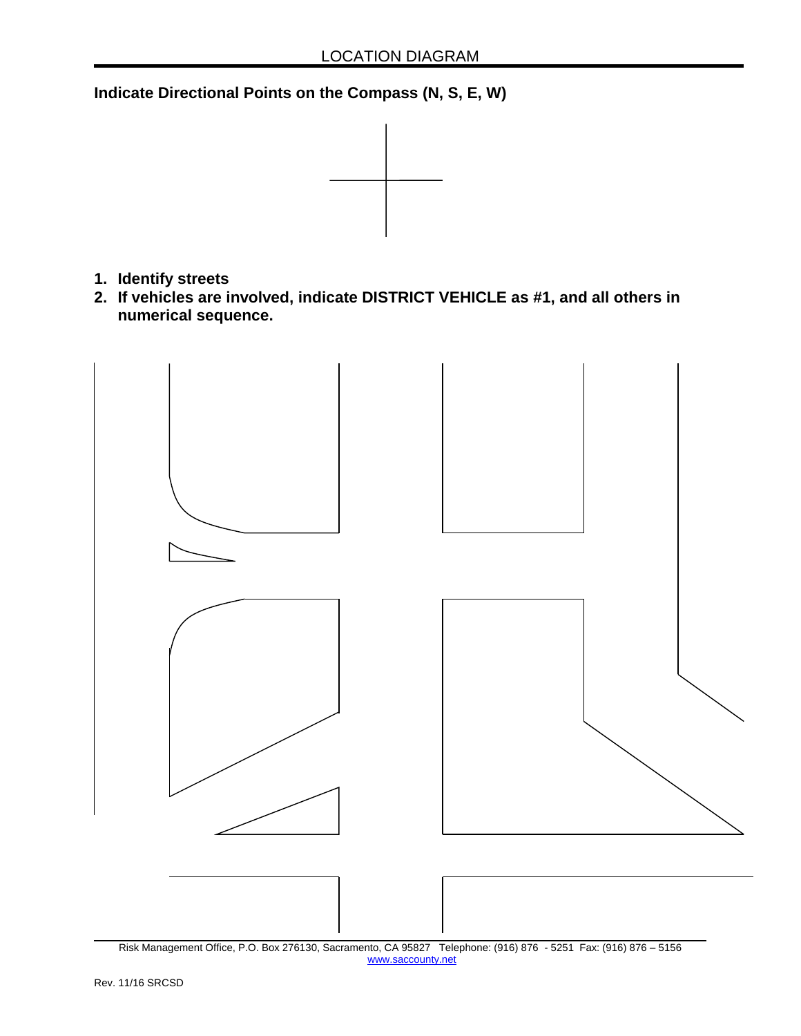# LOCATION DIAGRAM

**Indicate Directional Points on the Compass (N, S, E, W)**

1. **Identify streets**
2. **If vehicles are involved, indicate DISTRICT VEHICLE as #1, and all others in numerical sequence.**

Risk Management Office, P.O. Box 276130, Sacramento, CA 95827 Telephone: (916) 876 - 5251 Fax: (916) 876 – 5156
www.saccounty.net

Rev. 11/16 SRCSD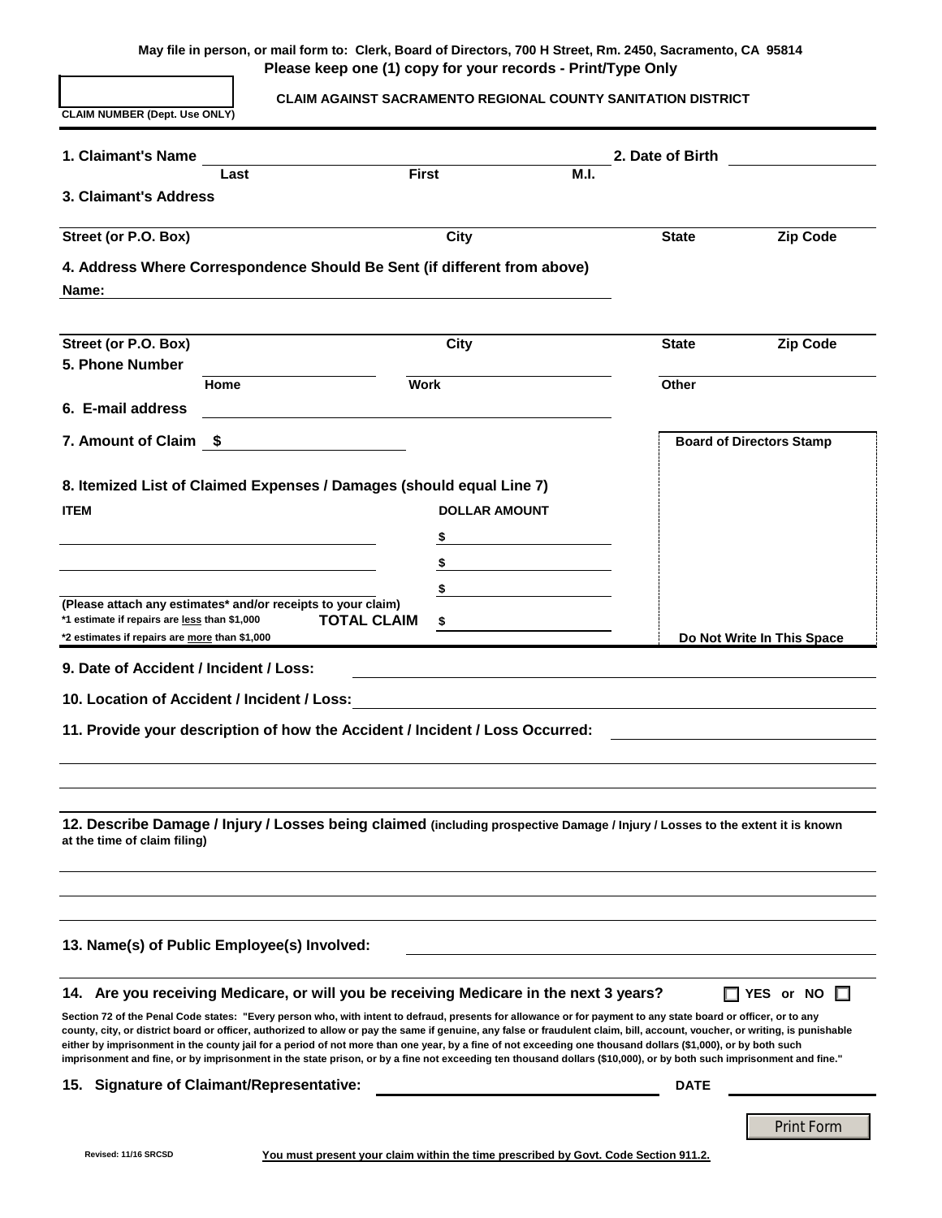May file in person, or mail form to: Clerk, Board of Directors, 700 H Street, Rm. 2450, Sacramento, CA 95814

**Please keep one (1) copy for your records - Print/Type Only**

CLAIM NUMBER (Dept. Use ONLY)

## CLAIM AGAINST SACRAMENTO REGIONAL COUNTY SANITATION DISTRICT

**1. Claimant's Name** ____________________ **2. Date of Birth** ____________

Last First M.I.

**3. Claimant's Address**

Street (or P.O. Box) City State Zip Code

**4. Address Where Correspondence Should Be Sent (if different from above)**

Name: ____________________

Street (or P.O. Box) City State Zip Code

**5. Phone Number**

Home Work Other

**6. E-mail address** ____________________

**7. Amount of Claim $** ____________

**Board of Directors Stamp**

**8. Itemized List of Claimed Expenses / Damages (should equal Line 7)**

| ITEM | DOLLAR AMOUNT |
|---|---|
| | $ |
| | $ |
| | $ |
| TOTAL CLAIM | $ |

(Please attach any estimates* and/or receipts to your claim)

*1 estimate if repairs are less than $1,000

*2 estimates if repairs are more than $1,000

Do Not Write In This Space

**9. Date of Accident / Incident / Loss:** ____________________

**10. Location of Accident / Incident / Loss:** ____________________

**11. Provide your description of how the Accident / Incident / Loss Occurred:** ____________________

**12. Describe Damage / Injury / Losses being claimed** (including prospective Damage / Injury / Losses to the extent it is known at the time of claim filing)

**13. Name(s) of Public Employee(s) Involved:** ____________________

**14. Are you receiving Medicare, or will you be receiving Medicare in the next 3 years?** ☐ YES or NO ☐

Section 72 of the Penal Code states: "Every person who, with intent to defraud, presents for allowance or for payment to any state board or officer, or to any county, city, or district board or officer, authorized to allow or pay the same if genuine, any false or fraudulent claim, bill, account, voucher, or writing, is punishable either by imprisonment in the county jail for a period of not more than one year, by a fine of not exceeding one thousand dollars ($1,000), or by both such imprisonment and fine, or by imprisonment in the state prison, or by a fine not exceeding ten thousand dollars ($10,000), or by both such imprisonment and fine."

**15. Signature of Claimant/Representative:** ____________________ **DATE** ____________

Print Form

Revised: 11/16 SRCSD

You must present your claim within the time prescribed by Govt. Code Section 911.2.